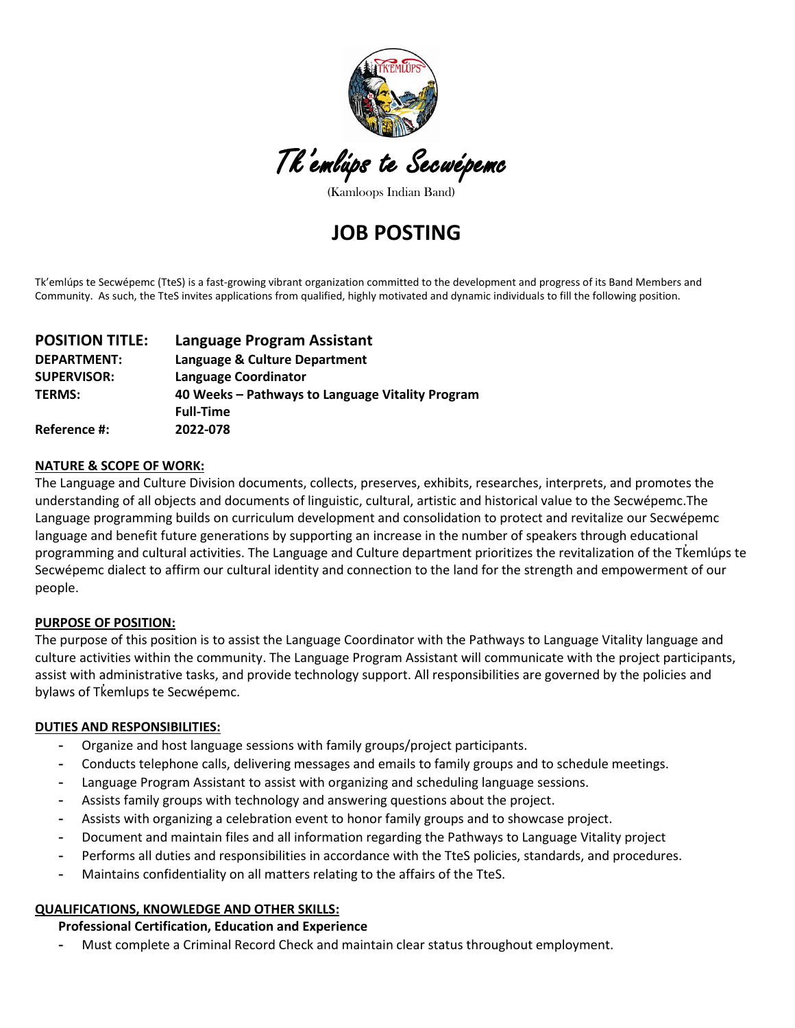Tk'emlúps te Secwépemc

(Kamloops Indian Band)

# JOB POSTING

Tk'emlúps te Secwépemc (TteS) is a fast-growing vibrant organization committed to the development and progress of its Band Members and Community. As such, the TteS invites applications from qualified, highly motivated and dynamic individuals to fill the following position.

| | |
|---|---|
| **POSITION TITLE:** | **Language Program Assistant** |
| **DEPARTMENT:** | **Language & Culture Department** |
| **SUPERVISOR:** | **Language Coordinator** |
| **TERMS:** | **40 Weeks – Pathways to Language Vitality Program**<br>**Full-Time** |
| **Reference #:** | **2022-078** |

**NATURE & SCOPE OF WORK:**

The Language and Culture Division documents, collects, preserves, exhibits, researches, interprets, and promotes the understanding of all objects and documents of linguistic, cultural, artistic and historical value to the Secwépemc.The Language programming builds on curriculum development and consolidation to protect and revitalize our Secwépemc language and benefit future generations by supporting an increase in the number of speakers through educational programming and cultural activities. The Language and Culture department prioritizes the revitalization of the Tk̓emlúps te Secwépemc dialect to affirm our cultural identity and connection to the land for the strength and empowerment of our people.

**PURPOSE OF POSITION:**

The purpose of this position is to assist the Language Coordinator with the Pathways to Language Vitality language and culture activities within the community. The Language Program Assistant will communicate with the project participants, assist with administrative tasks, and provide technology support. All responsibilities are governed by the policies and bylaws of Tk̓emlups te Secwépemc.

**DUTIES AND RESPONSIBILITIES:**

- Organize and host language sessions with family groups/project participants.
- Conducts telephone calls, delivering messages and emails to family groups and to schedule meetings.
- Language Program Assistant to assist with organizing and scheduling language sessions.
- Assists family groups with technology and answering questions about the project.
- Assists with organizing a celebration event to honor family groups and to showcase project.
- Document and maintain files and all information regarding the Pathways to Language Vitality project
- Performs all duties and responsibilities in accordance with the TteS policies, standards, and procedures.
- Maintains confidentiality on all matters relating to the affairs of the TteS.

**QUALIFICATIONS, KNOWLEDGE AND OTHER SKILLS:**

**Professional Certification, Education and Experience**

- Must complete a Criminal Record Check and maintain clear status throughout employment.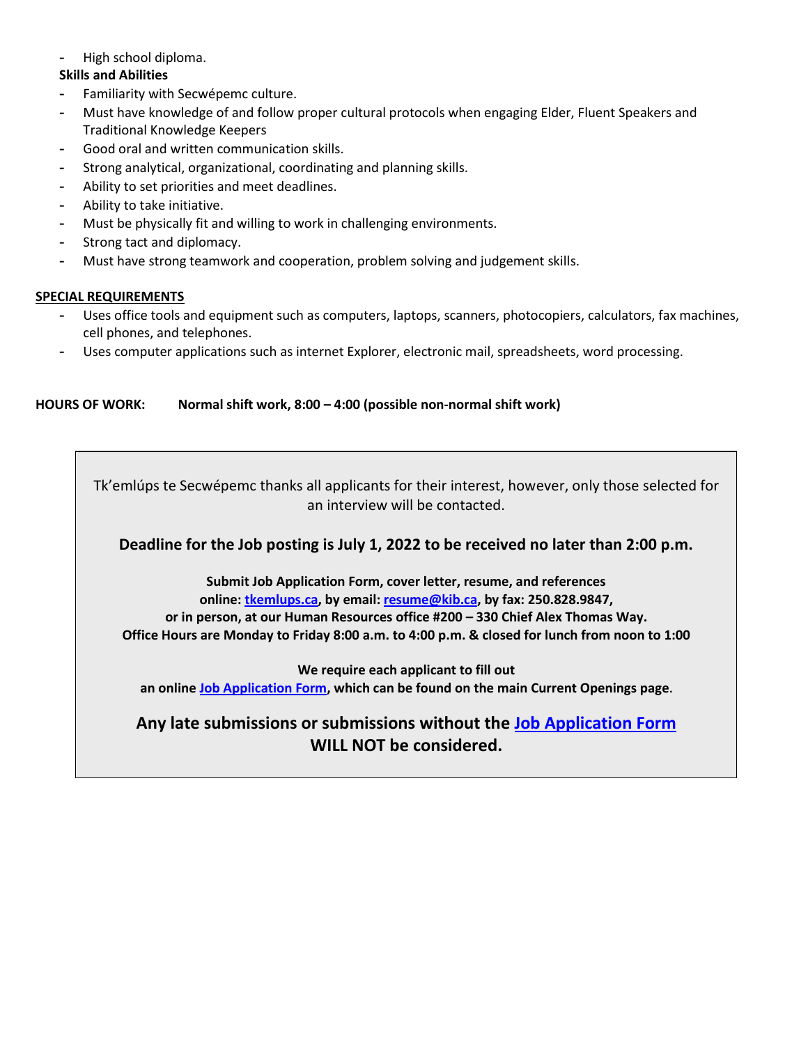- High school diploma.

**Skills and Abilities**

- Familiarity with Secwépemc culture.
- Must have knowledge of and follow proper cultural protocols when engaging Elder, Fluent Speakers and Traditional Knowledge Keepers
- Good oral and written communication skills.
- Strong analytical, organizational, coordinating and planning skills.
- Ability to set priorities and meet deadlines.
- Ability to take initiative.
- Must be physically fit and willing to work in challenging environments.
- Strong tact and diplomacy.
- Must have strong teamwork and cooperation, problem solving and judgement skills.

**SPECIAL REQUIREMENTS**

- Uses office tools and equipment such as computers, laptops, scanners, photocopiers, calculators, fax machines, cell phones, and telephones.
- Uses computer applications such as internet Explorer, electronic mail, spreadsheets, word processing.

**HOURS OF WORK:** **Normal shift work, 8:00 – 4:00 (possible non-normal shift work)**

Tk'emlúps te Secwépemc thanks all applicants for their interest, however, only those selected for an interview will be contacted.

**Deadline for the Job posting is July 1, 2022 to be received no later than 2:00 p.m.**

**Submit Job Application Form, cover letter, resume, and references online: tkemlups.ca, by email: resume@kib.ca, by fax: 250.828.9847, or in person, at our Human Resources office #200 – 330 Chief Alex Thomas Way. Office Hours are Monday to Friday 8:00 a.m. to 4:00 p.m. & closed for lunch from noon to 1:00**

**We require each applicant to fill out an online Job Application Form, which can be found on the main Current Openings page.**

**Any late submissions or submissions without the Job Application Form WILL NOT be considered.**